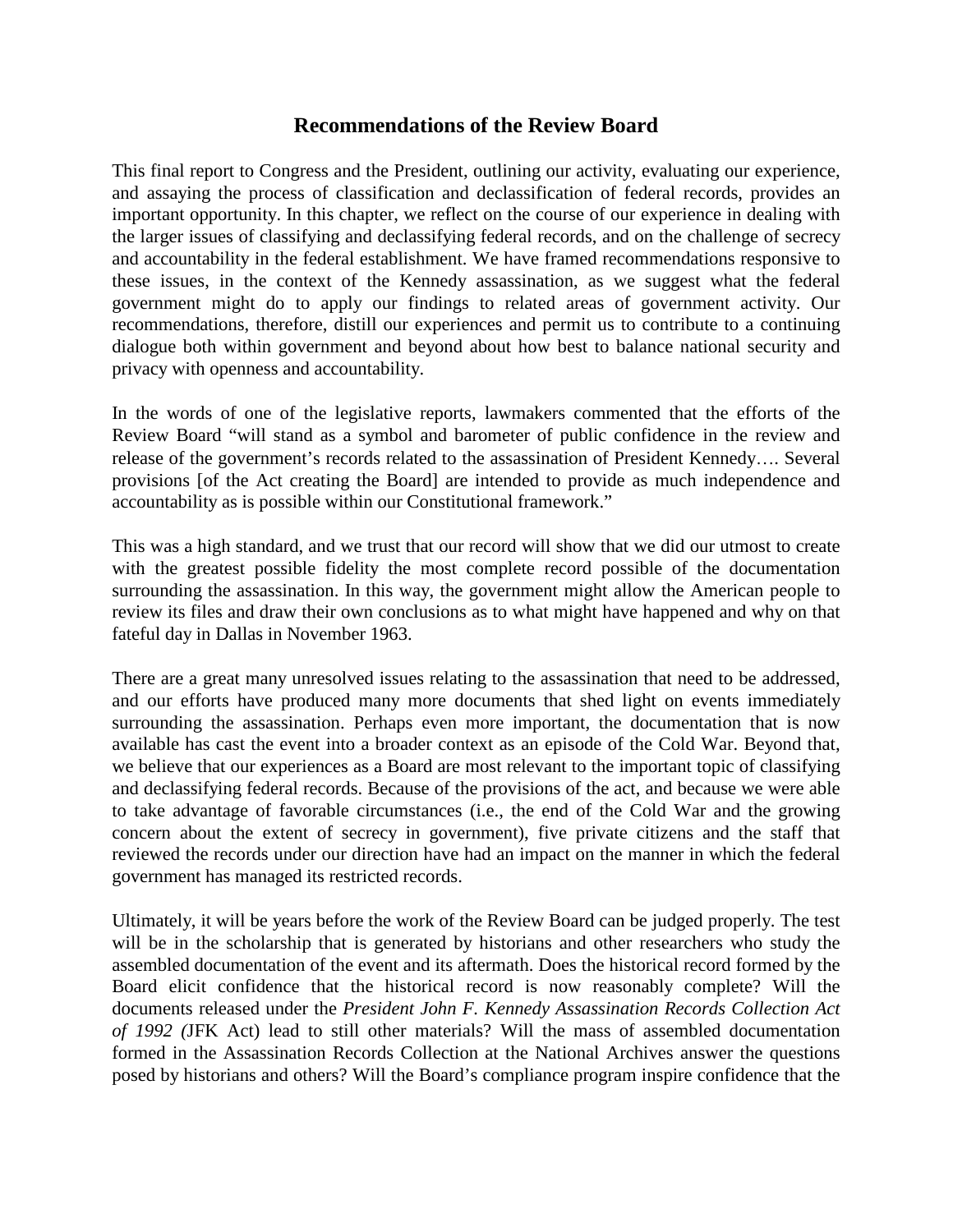# Recommendations of the Review Board

This final report to Congress and the President, outlining our activity, evaluating our experience, and assaying the process of classification and declassification of federal records, provides an important opportunity. In this chapter, we reflect on the course of our experience in dealing with the larger issues of classifying and declassifying federal records, and on the challenge of secrecy and accountability in the federal establishment. We have framed recommendations responsive to these issues, in the context of the Kennedy assassination, as we suggest what the federal government might do to apply our findings to related areas of government activity. Our recommendations, therefore, distill our experiences and permit us to contribute to a continuing dialogue both within government and beyond about how best to balance national security and privacy with openness and accountability.

In the words of one of the legislative reports, lawmakers commented that the efforts of the Review Board "will stand as a symbol and barometer of public confidence in the review and release of the government's records related to the assassination of President Kennedy…. Several provisions [of the Act creating the Board] are intended to provide as much independence and accountability as is possible within our Constitutional framework."

This was a high standard, and we trust that our record will show that we did our utmost to create with the greatest possible fidelity the most complete record possible of the documentation surrounding the assassination. In this way, the government might allow the American people to review its files and draw their own conclusions as to what might have happened and why on that fateful day in Dallas in November 1963.

There are a great many unresolved issues relating to the assassination that need to be addressed, and our efforts have produced many more documents that shed light on events immediately surrounding the assassination. Perhaps even more important, the documentation that is now available has cast the event into a broader context as an episode of the Cold War. Beyond that, we believe that our experiences as a Board are most relevant to the important topic of classifying and declassifying federal records. Because of the provisions of the act, and because we were able to take advantage of favorable circumstances (i.e., the end of the Cold War and the growing concern about the extent of secrecy in government), five private citizens and the staff that reviewed the records under our direction have had an impact on the manner in which the federal government has managed its restricted records.

Ultimately, it will be years before the work of the Review Board can be judged properly. The test will be in the scholarship that is generated by historians and other researchers who study the assembled documentation of the event and its aftermath. Does the historical record formed by the Board elicit confidence that the historical record is now reasonably complete? Will the documents released under the *President John F. Kennedy Assassination Records Collection Act of 1992 (*JFK Act) lead to still other materials? Will the mass of assembled documentation formed in the Assassination Records Collection at the National Archives answer the questions posed by historians and others? Will the Board's compliance program inspire confidence that the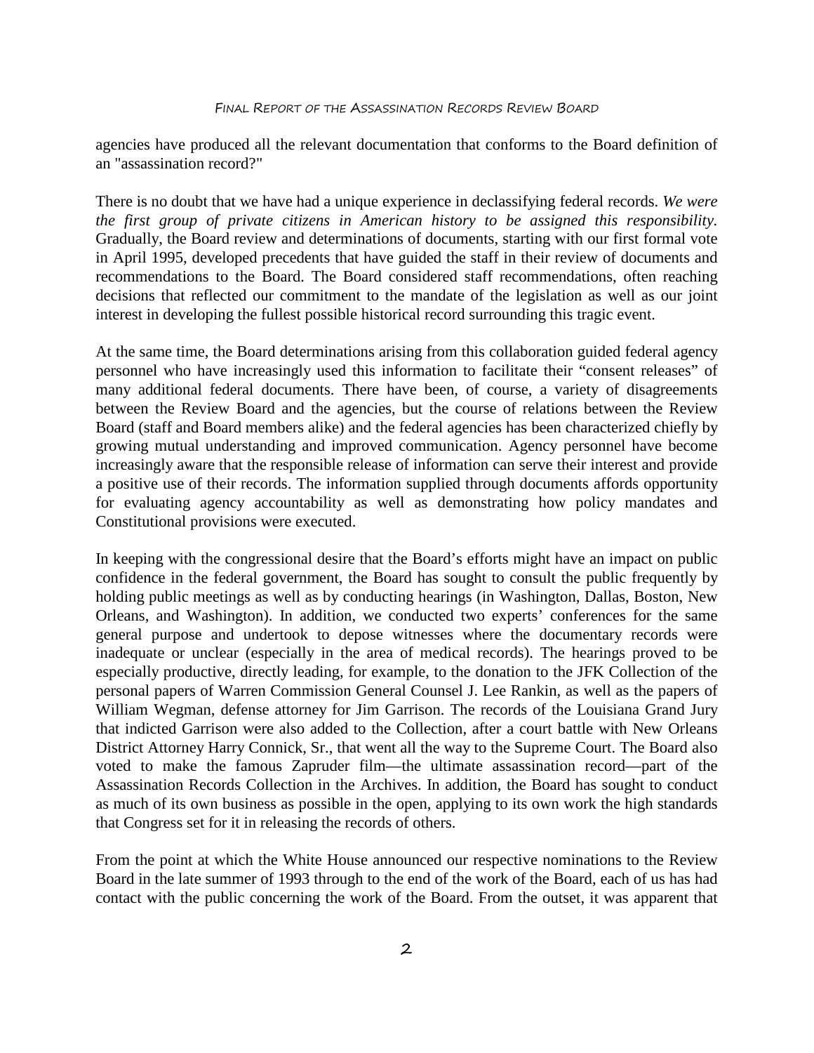agencies have produced all the relevant documentation that conforms to the Board definition of an "assassination record?"

There is no doubt that we have had a unique experience in declassifying federal records. *We were the first group of private citizens in American history to be assigned this responsibility.* Gradually, the Board review and determinations of documents, starting with our first formal vote in April 1995, developed precedents that have guided the staff in their review of documents and recommendations to the Board. The Board considered staff recommendations, often reaching decisions that reflected our commitment to the mandate of the legislation as well as our joint interest in developing the fullest possible historical record surrounding this tragic event.

At the same time, the Board determinations arising from this collaboration guided federal agency personnel who have increasingly used this information to facilitate their "consent releases" of many additional federal documents. There have been, of course, a variety of disagreements between the Review Board and the agencies, but the course of relations between the Review Board (staff and Board members alike) and the federal agencies has been characterized chiefly by growing mutual understanding and improved communication. Agency personnel have become increasingly aware that the responsible release of information can serve their interest and provide a positive use of their records. The information supplied through documents affords opportunity for evaluating agency accountability as well as demonstrating how policy mandates and Constitutional provisions were executed.

In keeping with the congressional desire that the Board's efforts might have an impact on public confidence in the federal government, the Board has sought to consult the public frequently by holding public meetings as well as by conducting hearings (in Washington, Dallas, Boston, New Orleans, and Washington). In addition, we conducted two experts' conferences for the same general purpose and undertook to depose witnesses where the documentary records were inadequate or unclear (especially in the area of medical records). The hearings proved to be especially productive, directly leading, for example, to the donation to the JFK Collection of the personal papers of Warren Commission General Counsel J. Lee Rankin, as well as the papers of William Wegman, defense attorney for Jim Garrison. The records of the Louisiana Grand Jury that indicted Garrison were also added to the Collection, after a court battle with New Orleans District Attorney Harry Connick, Sr., that went all the way to the Supreme Court. The Board also voted to make the famous Zapruder film—the ultimate assassination record—part of the Assassination Records Collection in the Archives. In addition, the Board has sought to conduct as much of its own business as possible in the open, applying to its own work the high standards that Congress set for it in releasing the records of others.

From the point at which the White House announced our respective nominations to the Review Board in the late summer of 1993 through to the end of the work of the Board, each of us has had contact with the public concerning the work of the Board. From the outset, it was apparent that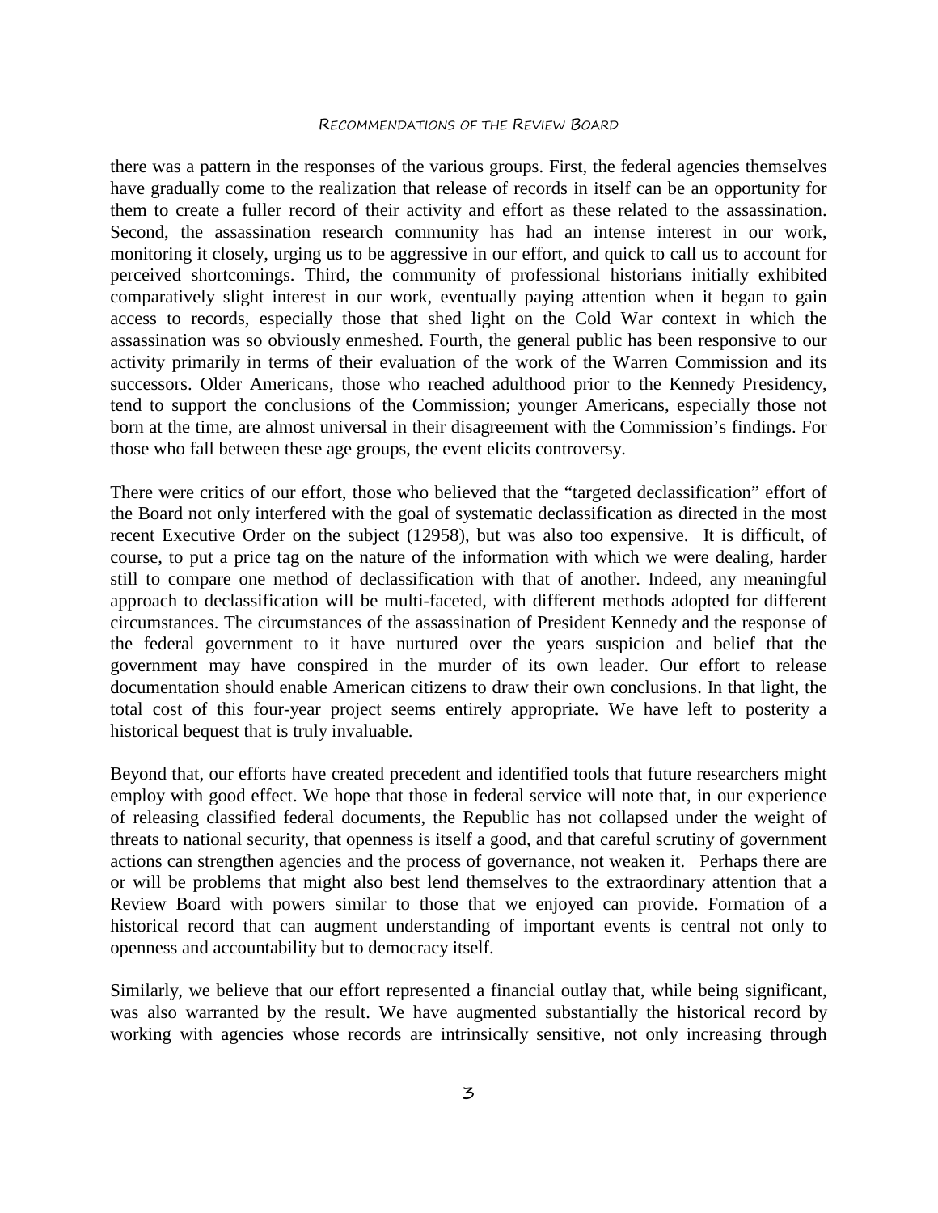there was a pattern in the responses of the various groups. First, the federal agencies themselves have gradually come to the realization that release of records in itself can be an opportunity for them to create a fuller record of their activity and effort as these related to the assassination. Second, the assassination research community has had an intense interest in our work, monitoring it closely, urging us to be aggressive in our effort, and quick to call us to account for perceived shortcomings. Third, the community of professional historians initially exhibited comparatively slight interest in our work, eventually paying attention when it began to gain access to records, especially those that shed light on the Cold War context in which the assassination was so obviously enmeshed. Fourth, the general public has been responsive to our activity primarily in terms of their evaluation of the work of the Warren Commission and its successors. Older Americans, those who reached adulthood prior to the Kennedy Presidency, tend to support the conclusions of the Commission; younger Americans, especially those not born at the time, are almost universal in their disagreement with the Commission's findings. For those who fall between these age groups, the event elicits controversy.

There were critics of our effort, those who believed that the "targeted declassification" effort of the Board not only interfered with the goal of systematic declassification as directed in the most recent Executive Order on the subject (12958), but was also too expensive. It is difficult, of course, to put a price tag on the nature of the information with which we were dealing, harder still to compare one method of declassification with that of another. Indeed, any meaningful approach to declassification will be multi-faceted, with different methods adopted for different circumstances. The circumstances of the assassination of President Kennedy and the response of the federal government to it have nurtured over the years suspicion and belief that the government may have conspired in the murder of its own leader. Our effort to release documentation should enable American citizens to draw their own conclusions. In that light, the total cost of this four-year project seems entirely appropriate. We have left to posterity a historical bequest that is truly invaluable.

Beyond that, our efforts have created precedent and identified tools that future researchers might employ with good effect. We hope that those in federal service will note that, in our experience of releasing classified federal documents, the Republic has not collapsed under the weight of threats to national security, that openness is itself a good, and that careful scrutiny of government actions can strengthen agencies and the process of governance, not weaken it. Perhaps there are or will be problems that might also best lend themselves to the extraordinary attention that a Review Board with powers similar to those that we enjoyed can provide. Formation of a historical record that can augment understanding of important events is central not only to openness and accountability but to democracy itself.

Similarly, we believe that our effort represented a financial outlay that, while being significant, was also warranted by the result. We have augmented substantially the historical record by working with agencies whose records are intrinsically sensitive, not only increasing through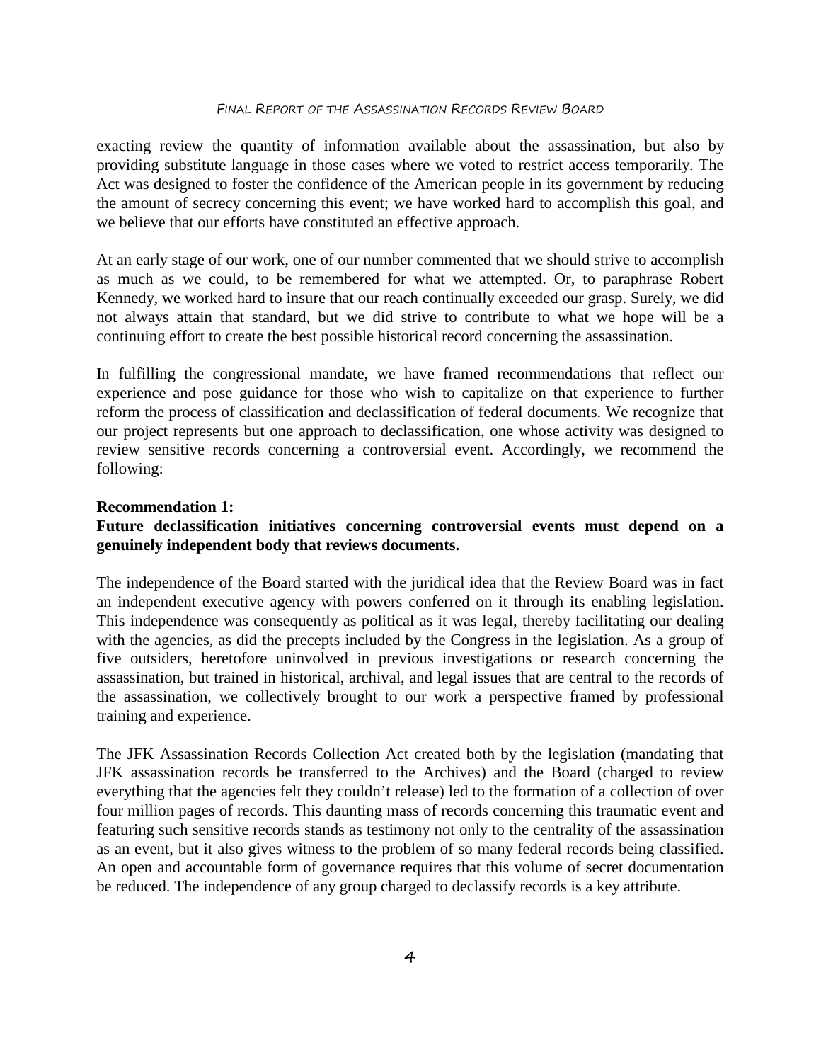exacting review the quantity of information available about the assassination, but also by providing substitute language in those cases where we voted to restrict access temporarily. The Act was designed to foster the confidence of the American people in its government by reducing the amount of secrecy concerning this event; we have worked hard to accomplish this goal, and we believe that our efforts have constituted an effective approach.

At an early stage of our work, one of our number commented that we should strive to accomplish as much as we could, to be remembered for what we attempted. Or, to paraphrase Robert Kennedy, we worked hard to insure that our reach continually exceeded our grasp. Surely, we did not always attain that standard, but we did strive to contribute to what we hope will be a continuing effort to create the best possible historical record concerning the assassination.

In fulfilling the congressional mandate, we have framed recommendations that reflect our experience and pose guidance for those who wish to capitalize on that experience to further reform the process of classification and declassification of federal documents. We recognize that our project represents but one approach to declassification, one whose activity was designed to review sensitive records concerning a controversial event. Accordingly, we recommend the following:

**Recommendation 1:**
**Future declassification initiatives concerning controversial events must depend on a genuinely independent body that reviews documents.**

The independence of the Board started with the juridical idea that the Review Board was in fact an independent executive agency with powers conferred on it through its enabling legislation. This independence was consequently as political as it was legal, thereby facilitating our dealing with the agencies, as did the precepts included by the Congress in the legislation. As a group of five outsiders, heretofore uninvolved in previous investigations or research concerning the assassination, but trained in historical, archival, and legal issues that are central to the records of the assassination, we collectively brought to our work a perspective framed by professional training and experience.

The JFK Assassination Records Collection Act created both by the legislation (mandating that JFK assassination records be transferred to the Archives) and the Board (charged to review everything that the agencies felt they couldn't release) led to the formation of a collection of over four million pages of records. This daunting mass of records concerning this traumatic event and featuring such sensitive records stands as testimony not only to the centrality of the assassination as an event, but it also gives witness to the problem of so many federal records being classified. An open and accountable form of governance requires that this volume of secret documentation be reduced. The independence of any group charged to declassify records is a key attribute.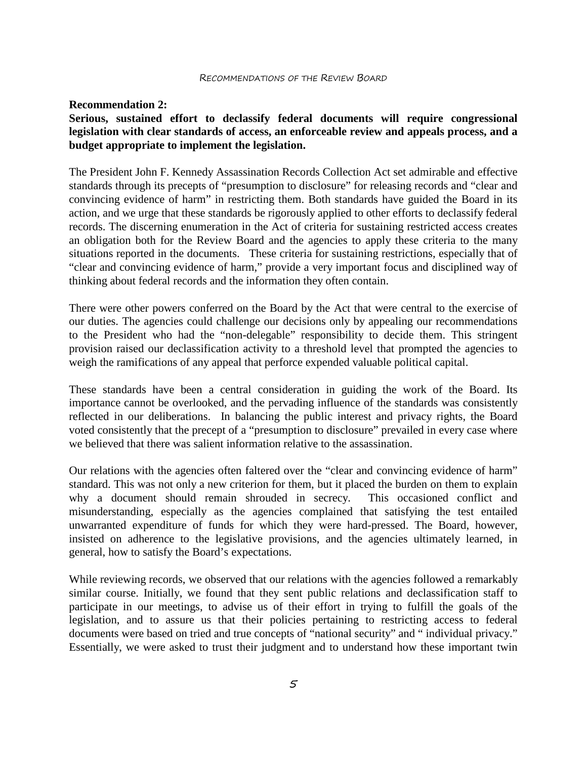**Recommendation 2:**

**Serious, sustained effort to declassify federal documents will require congressional legislation with clear standards of access, an enforceable review and appeals process, and a budget appropriate to implement the legislation.**

The President John F. Kennedy Assassination Records Collection Act set admirable and effective standards through its precepts of "presumption to disclosure" for releasing records and "clear and convincing evidence of harm" in restricting them. Both standards have guided the Board in its action, and we urge that these standards be rigorously applied to other efforts to declassify federal records. The discerning enumeration in the Act of criteria for sustaining restricted access creates an obligation both for the Review Board and the agencies to apply these criteria to the many situations reported in the documents. These criteria for sustaining restrictions, especially that of "clear and convincing evidence of harm," provide a very important focus and disciplined way of thinking about federal records and the information they often contain.

There were other powers conferred on the Board by the Act that were central to the exercise of our duties. The agencies could challenge our decisions only by appealing our recommendations to the President who had the "non-delegable" responsibility to decide them. This stringent provision raised our declassification activity to a threshold level that prompted the agencies to weigh the ramifications of any appeal that perforce expended valuable political capital.

These standards have been a central consideration in guiding the work of the Board. Its importance cannot be overlooked, and the pervading influence of the standards was consistently reflected in our deliberations. In balancing the public interest and privacy rights, the Board voted consistently that the precept of a "presumption to disclosure" prevailed in every case where we believed that there was salient information relative to the assassination.

Our relations with the agencies often faltered over the "clear and convincing evidence of harm" standard. This was not only a new criterion for them, but it placed the burden on them to explain why a document should remain shrouded in secrecy. This occasioned conflict and misunderstanding, especially as the agencies complained that satisfying the test entailed unwarranted expenditure of funds for which they were hard-pressed. The Board, however, insisted on adherence to the legislative provisions, and the agencies ultimately learned, in general, how to satisfy the Board's expectations.

While reviewing records, we observed that our relations with the agencies followed a remarkably similar course. Initially, we found that they sent public relations and declassification staff to participate in our meetings, to advise us of their effort in trying to fulfill the goals of the legislation, and to assure us that their policies pertaining to restricting access to federal documents were based on tried and true concepts of "national security" and " individual privacy." Essentially, we were asked to trust their judgment and to understand how these important twin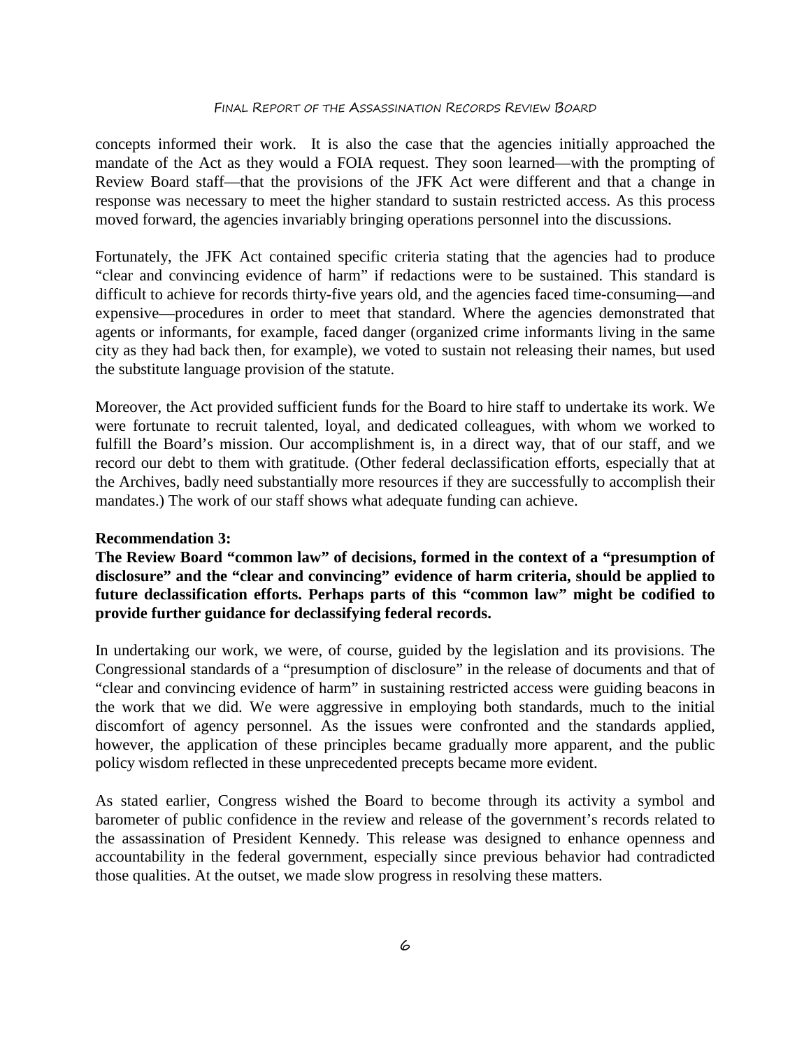concepts informed their work. It is also the case that the agencies initially approached the mandate of the Act as they would a FOIA request. They soon learned—with the prompting of Review Board staff—that the provisions of the JFK Act were different and that a change in response was necessary to meet the higher standard to sustain restricted access. As this process moved forward, the agencies invariably bringing operations personnel into the discussions.

Fortunately, the JFK Act contained specific criteria stating that the agencies had to produce "clear and convincing evidence of harm" if redactions were to be sustained. This standard is difficult to achieve for records thirty-five years old, and the agencies faced time-consuming—and expensive—procedures in order to meet that standard. Where the agencies demonstrated that agents or informants, for example, faced danger (organized crime informants living in the same city as they had back then, for example), we voted to sustain not releasing their names, but used the substitute language provision of the statute.

Moreover, the Act provided sufficient funds for the Board to hire staff to undertake its work. We were fortunate to recruit talented, loyal, and dedicated colleagues, with whom we worked to fulfill the Board's mission. Our accomplishment is, in a direct way, that of our staff, and we record our debt to them with gratitude. (Other federal declassification efforts, especially that at the Archives, badly need substantially more resources if they are successfully to accomplish their mandates.) The work of our staff shows what adequate funding can achieve.

**Recommendation 3:**
**The Review Board "common law" of decisions, formed in the context of a "presumption of disclosure" and the "clear and convincing" evidence of harm criteria, should be applied to future declassification efforts. Perhaps parts of this "common law" might be codified to provide further guidance for declassifying federal records.**

In undertaking our work, we were, of course, guided by the legislation and its provisions. The Congressional standards of a "presumption of disclosure" in the release of documents and that of "clear and convincing evidence of harm" in sustaining restricted access were guiding beacons in the work that we did. We were aggressive in employing both standards, much to the initial discomfort of agency personnel. As the issues were confronted and the standards applied, however, the application of these principles became gradually more apparent, and the public policy wisdom reflected in these unprecedented precepts became more evident.

As stated earlier, Congress wished the Board to become through its activity a symbol and barometer of public confidence in the review and release of the government's records related to the assassination of President Kennedy. This release was designed to enhance openness and accountability in the federal government, especially since previous behavior had contradicted those qualities. At the outset, we made slow progress in resolving these matters.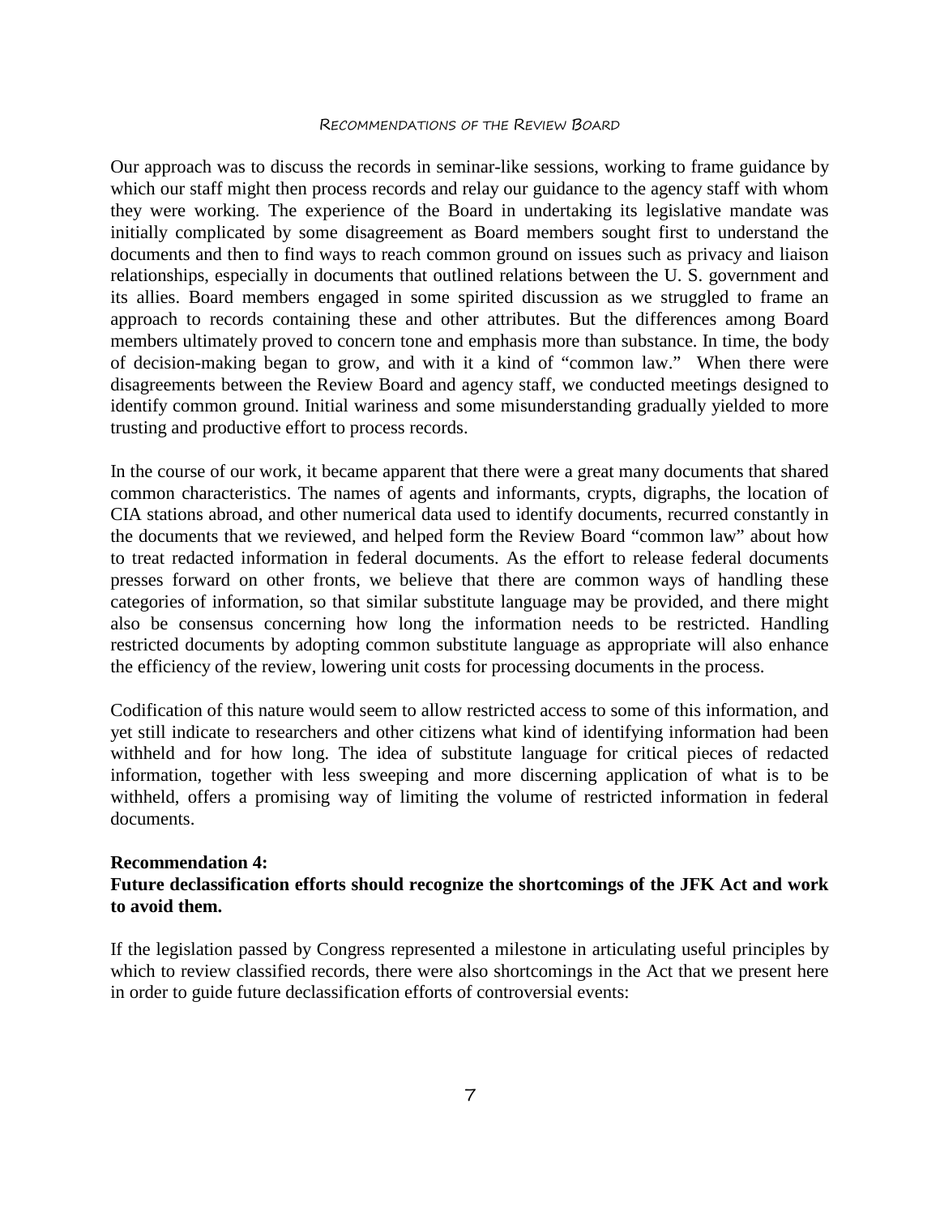Our approach was to discuss the records in seminar-like sessions, working to frame guidance by which our staff might then process records and relay our guidance to the agency staff with whom they were working. The experience of the Board in undertaking its legislative mandate was initially complicated by some disagreement as Board members sought first to understand the documents and then to find ways to reach common ground on issues such as privacy and liaison relationships, especially in documents that outlined relations between the U. S. government and its allies. Board members engaged in some spirited discussion as we struggled to frame an approach to records containing these and other attributes. But the differences among Board members ultimately proved to concern tone and emphasis more than substance. In time, the body of decision-making began to grow, and with it a kind of "common law." When there were disagreements between the Review Board and agency staff, we conducted meetings designed to identify common ground. Initial wariness and some misunderstanding gradually yielded to more trusting and productive effort to process records.

In the course of our work, it became apparent that there were a great many documents that shared common characteristics. The names of agents and informants, crypts, digraphs, the location of CIA stations abroad, and other numerical data used to identify documents, recurred constantly in the documents that we reviewed, and helped form the Review Board "common law" about how to treat redacted information in federal documents. As the effort to release federal documents presses forward on other fronts, we believe that there are common ways of handling these categories of information, so that similar substitute language may be provided, and there might also be consensus concerning how long the information needs to be restricted. Handling restricted documents by adopting common substitute language as appropriate will also enhance the efficiency of the review, lowering unit costs for processing documents in the process.

Codification of this nature would seem to allow restricted access to some of this information, and yet still indicate to researchers and other citizens what kind of identifying information had been withheld and for how long. The idea of substitute language for critical pieces of redacted information, together with less sweeping and more discerning application of what is to be withheld, offers a promising way of limiting the volume of restricted information in federal documents.

**Recommendation 4:**
**Future declassification efforts should recognize the shortcomings of the JFK Act and work to avoid them.**

If the legislation passed by Congress represented a milestone in articulating useful principles by which to review classified records, there were also shortcomings in the Act that we present here in order to guide future declassification efforts of controversial events: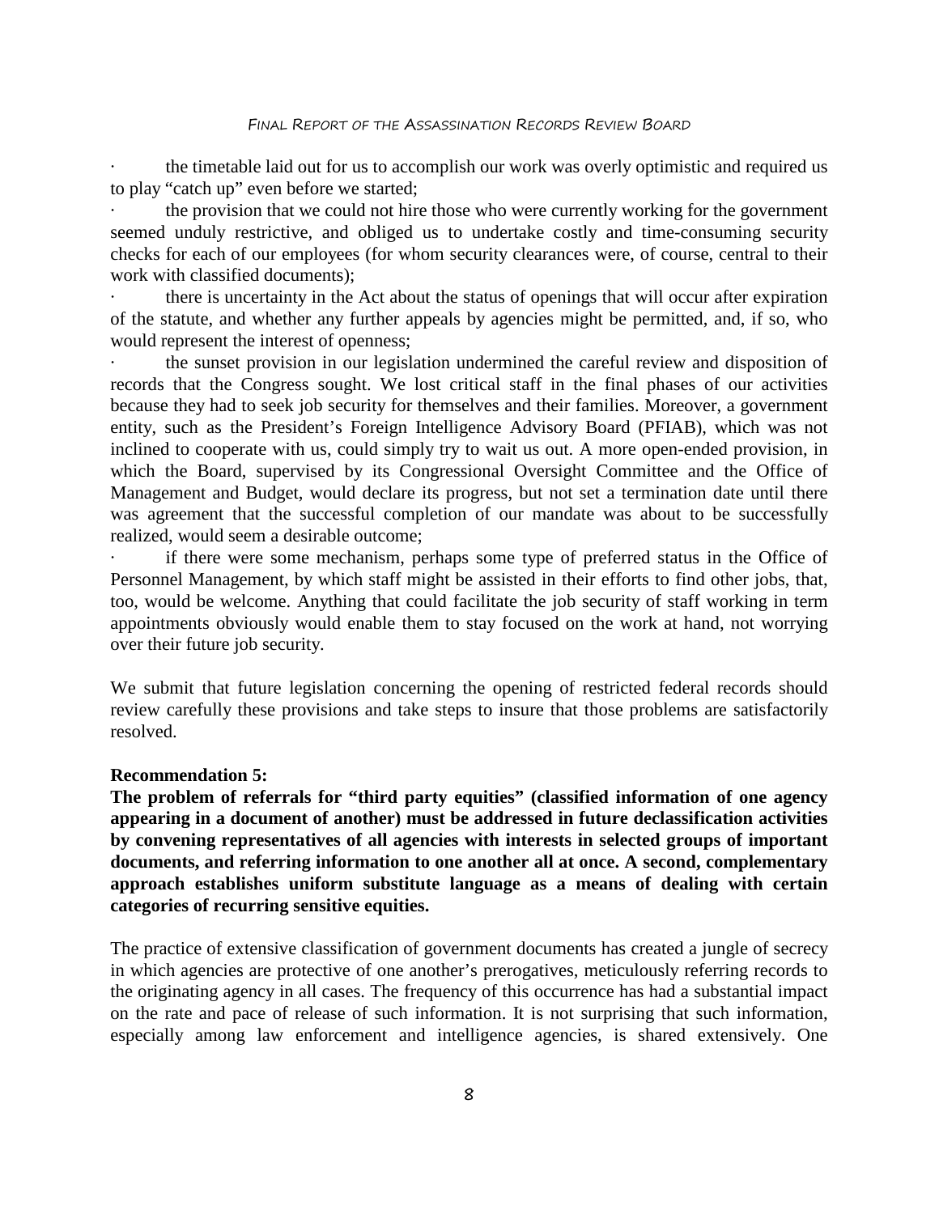- the timetable laid out for us to accomplish our work was overly optimistic and required us to play "catch up" even before we started;
- the provision that we could not hire those who were currently working for the government seemed unduly restrictive, and obliged us to undertake costly and time-consuming security checks for each of our employees (for whom security clearances were, of course, central to their work with classified documents);
- there is uncertainty in the Act about the status of openings that will occur after expiration of the statute, and whether any further appeals by agencies might be permitted, and, if so, who would represent the interest of openness;
- the sunset provision in our legislation undermined the careful review and disposition of records that the Congress sought. We lost critical staff in the final phases of our activities because they had to seek job security for themselves and their families. Moreover, a government entity, such as the President's Foreign Intelligence Advisory Board (PFIAB), which was not inclined to cooperate with us, could simply try to wait us out. A more open-ended provision, in which the Board, supervised by its Congressional Oversight Committee and the Office of Management and Budget, would declare its progress, but not set a termination date until there was agreement that the successful completion of our mandate was about to be successfully realized, would seem a desirable outcome;
- if there were some mechanism, perhaps some type of preferred status in the Office of Personnel Management, by which staff might be assisted in their efforts to find other jobs, that, too, would be welcome. Anything that could facilitate the job security of staff working in term appointments obviously would enable them to stay focused on the work at hand, not worrying over their future job security.

We submit that future legislation concerning the opening of restricted federal records should review carefully these provisions and take steps to insure that those problems are satisfactorily resolved.

**Recommendation 5:**
**The problem of referrals for "third party equities" (classified information of one agency appearing in a document of another) must be addressed in future declassification activities by convening representatives of all agencies with interests in selected groups of important documents, and referring information to one another all at once. A second, complementary approach establishes uniform substitute language as a means of dealing with certain categories of recurring sensitive equities.**

The practice of extensive classification of government documents has created a jungle of secrecy in which agencies are protective of one another's prerogatives, meticulously referring records to the originating agency in all cases. The frequency of this occurrence has had a substantial impact on the rate and pace of release of such information. It is not surprising that such information, especially among law enforcement and intelligence agencies, is shared extensively. One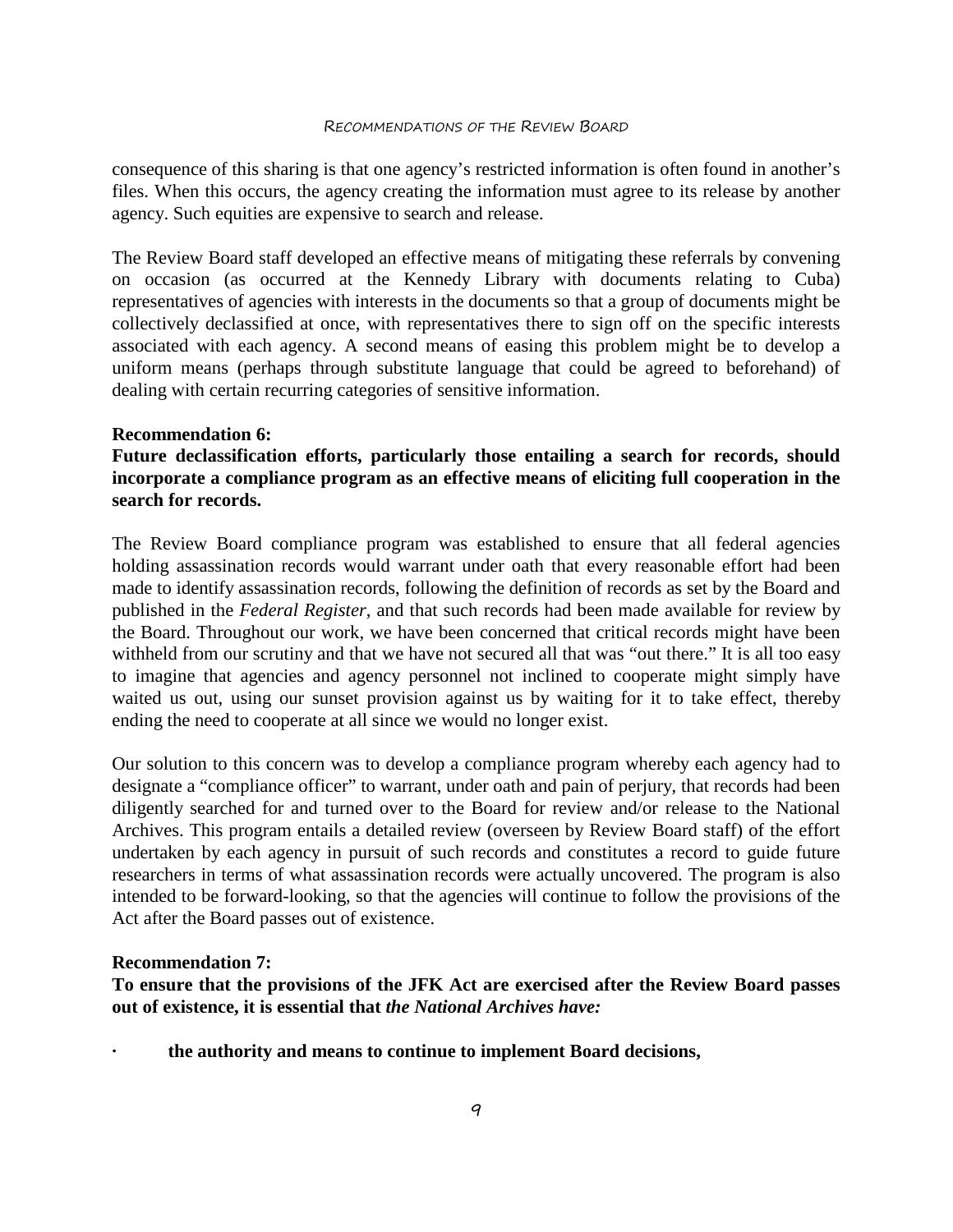consequence of this sharing is that one agency's restricted information is often found in another's files. When this occurs, the agency creating the information must agree to its release by another agency. Such equities are expensive to search and release.

The Review Board staff developed an effective means of mitigating these referrals by convening on occasion (as occurred at the Kennedy Library with documents relating to Cuba) representatives of agencies with interests in the documents so that a group of documents might be collectively declassified at once, with representatives there to sign off on the specific interests associated with each agency. A second means of easing this problem might be to develop a uniform means (perhaps through substitute language that could be agreed to beforehand) of dealing with certain recurring categories of sensitive information.

**Recommendation 6:**
**Future declassification efforts, particularly those entailing a search for records, should incorporate a compliance program as an effective means of eliciting full cooperation in the search for records.**

The Review Board compliance program was established to ensure that all federal agencies holding assassination records would warrant under oath that every reasonable effort had been made to identify assassination records, following the definition of records as set by the Board and published in the *Federal Register*, and that such records had been made available for review by the Board. Throughout our work, we have been concerned that critical records might have been withheld from our scrutiny and that we have not secured all that was "out there." It is all too easy to imagine that agencies and agency personnel not inclined to cooperate might simply have waited us out, using our sunset provision against us by waiting for it to take effect, thereby ending the need to cooperate at all since we would no longer exist.

Our solution to this concern was to develop a compliance program whereby each agency had to designate a "compliance officer" to warrant, under oath and pain of perjury, that records had been diligently searched for and turned over to the Board for review and/or release to the National Archives. This program entails a detailed review (overseen by Review Board staff) of the effort undertaken by each agency in pursuit of such records and constitutes a record to guide future researchers in terms of what assassination records were actually uncovered. The program is also intended to be forward-looking, so that the agencies will continue to follow the provisions of the Act after the Board passes out of existence.

**Recommendation 7:**
**To ensure that the provisions of the JFK Act are exercised after the Review Board passes out of existence, it is essential that *the National Archives have:***

- **the authority and means to continue to implement Board decisions,**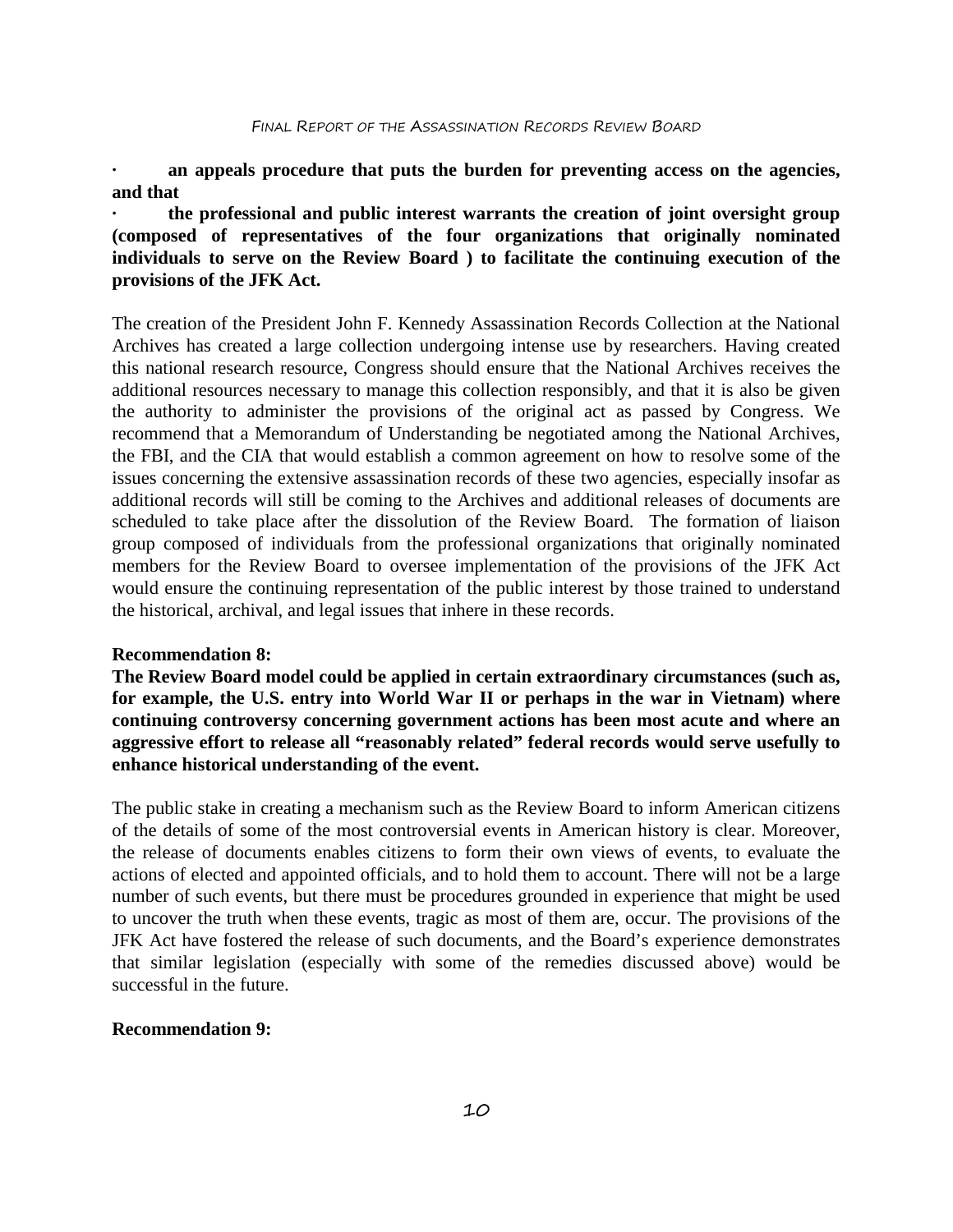- **an appeals procedure that puts the burden for preventing access on the agencies, and that**
- **the professional and public interest warrants the creation of joint oversight group (composed of representatives of the four organizations that originally nominated individuals to serve on the Review Board ) to facilitate the continuing execution of the provisions of the JFK Act.**

The creation of the President John F. Kennedy Assassination Records Collection at the National Archives has created a large collection undergoing intense use by researchers. Having created this national research resource, Congress should ensure that the National Archives receives the additional resources necessary to manage this collection responsibly, and that it is also be given the authority to administer the provisions of the original act as passed by Congress. We recommend that a Memorandum of Understanding be negotiated among the National Archives, the FBI, and the CIA that would establish a common agreement on how to resolve some of the issues concerning the extensive assassination records of these two agencies, especially insofar as additional records will still be coming to the Archives and additional releases of documents are scheduled to take place after the dissolution of the Review Board. The formation of liaison group composed of individuals from the professional organizations that originally nominated members for the Review Board to oversee implementation of the provisions of the JFK Act would ensure the continuing representation of the public interest by those trained to understand the historical, archival, and legal issues that inhere in these records.

**Recommendation 8:**
**The Review Board model could be applied in certain extraordinary circumstances (such as, for example, the U.S. entry into World War II or perhaps in the war in Vietnam) where continuing controversy concerning government actions has been most acute and where an aggressive effort to release all "reasonably related" federal records would serve usefully to enhance historical understanding of the event.**

The public stake in creating a mechanism such as the Review Board to inform American citizens of the details of some of the most controversial events in American history is clear. Moreover, the release of documents enables citizens to form their own views of events, to evaluate the actions of elected and appointed officials, and to hold them to account. There will not be a large number of such events, but there must be procedures grounded in experience that might be used to uncover the truth when these events, tragic as most of them are, occur. The provisions of the JFK Act have fostered the release of such documents, and the Board's experience demonstrates that similar legislation (especially with some of the remedies discussed above) would be successful in the future.

**Recommendation 9:**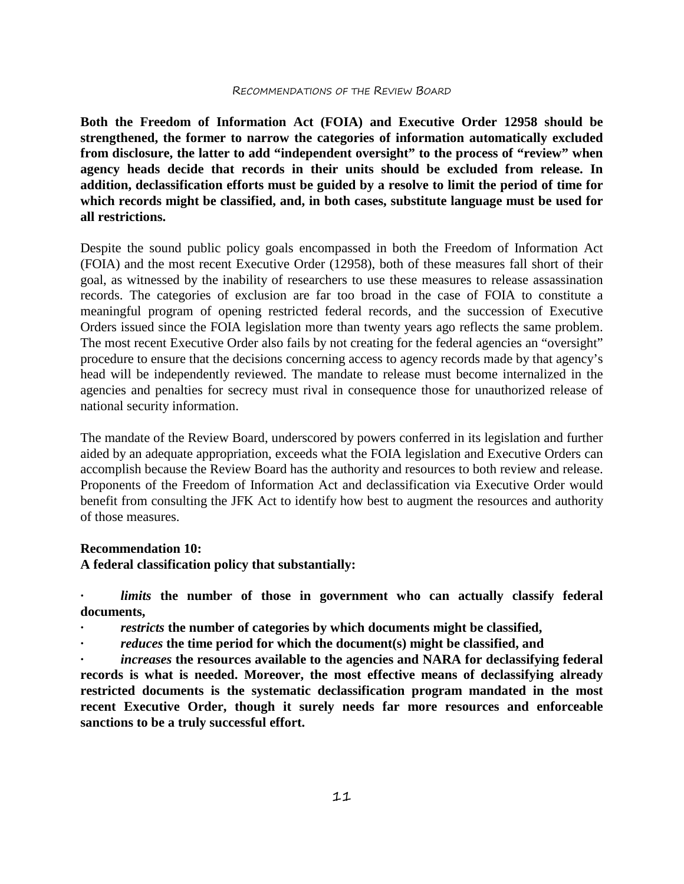**Both the Freedom of Information Act (FOIA) and Executive Order 12958 should be strengthened, the former to narrow the categories of information automatically excluded from disclosure, the latter to add "independent oversight" to the process of "review" when agency heads decide that records in their units should be excluded from release. In addition, declassification efforts must be guided by a resolve to limit the period of time for which records might be classified, and, in both cases, substitute language must be used for all restrictions.**

Despite the sound public policy goals encompassed in both the Freedom of Information Act (FOIA) and the most recent Executive Order (12958), both of these measures fall short of their goal, as witnessed by the inability of researchers to use these measures to release assassination records. The categories of exclusion are far too broad in the case of FOIA to constitute a meaningful program of opening restricted federal records, and the succession of Executive Orders issued since the FOIA legislation more than twenty years ago reflects the same problem. The most recent Executive Order also fails by not creating for the federal agencies an "oversight" procedure to ensure that the decisions concerning access to agency records made by that agency's head will be independently reviewed. The mandate to release must become internalized in the agencies and penalties for secrecy must rival in consequence those for unauthorized release of national security information.

The mandate of the Review Board, underscored by powers conferred in its legislation and further aided by an adequate appropriation, exceeds what the FOIA legislation and Executive Orders can accomplish because the Review Board has the authority and resources to both review and release. Proponents of the Freedom of Information Act and declassification via Executive Order would benefit from consulting the JFK Act to identify how best to augment the resources and authority of those measures.

**Recommendation 10:**
**A federal classification policy that substantially:**

- ***limits* the number of those in government who can actually classify federal documents,**
- ***restricts* the number of categories by which documents might be classified,**
- ***reduces* the time period for which the document(s) might be classified, and**
- ***increases* the resources available to the agencies and NARA for declassifying federal records is what is needed. Moreover, the most effective means of declassifying already restricted documents is the systematic declassification program mandated in the most recent Executive Order, though it surely needs far more resources and enforceable sanctions to be a truly successful effort.**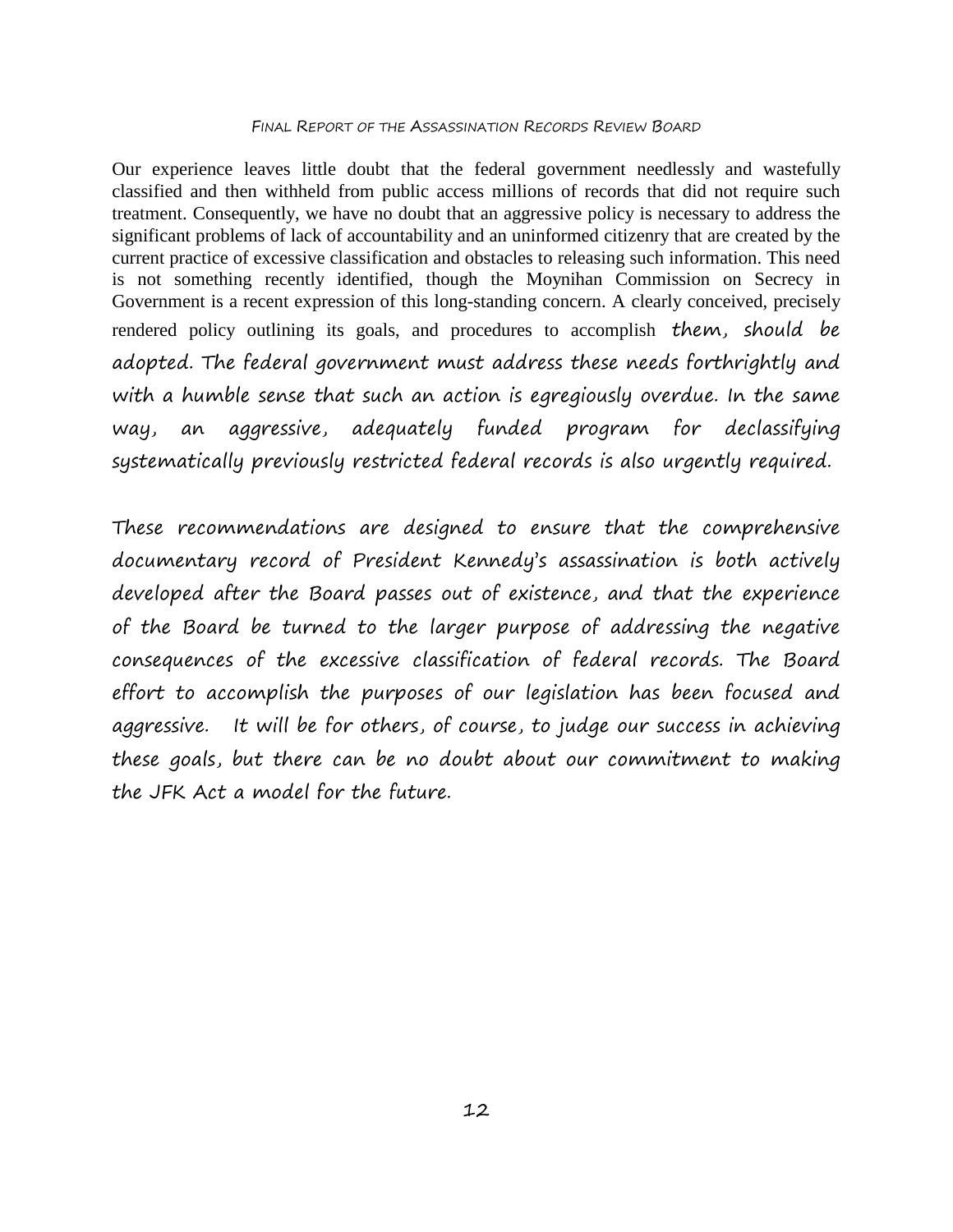Our experience leaves little doubt that the federal government needlessly and wastefully classified and then withheld from public access millions of records that did not require such treatment. Consequently, we have no doubt that an aggressive policy is necessary to address the significant problems of lack of accountability and an uninformed citizenry that are created by the current practice of excessive classification and obstacles to releasing such information. This need is not something recently identified, though the Moynihan Commission on Secrecy in Government is a recent expression of this long-standing concern. A clearly conceived, precisely rendered policy outlining its goals, and procedures to accomplish them, should be adopted. The federal government must address these needs forthrightly and with a humble sense that such an action is egregiously overdue. In the same way, an aggressive, adequately funded program for declassifying systematically previously restricted federal records is also urgently required.

These recommendations are designed to ensure that the comprehensive documentary record of President Kennedy's assassination is both actively developed after the Board passes out of existence, and that the experience of the Board be turned to the larger purpose of addressing the negative consequences of the excessive classification of federal records. The Board effort to accomplish the purposes of our legislation has been focused and aggressive. It will be for others, of course, to judge our success in achieving these goals, but there can be no doubt about our commitment to making the JFK Act a model for the future.